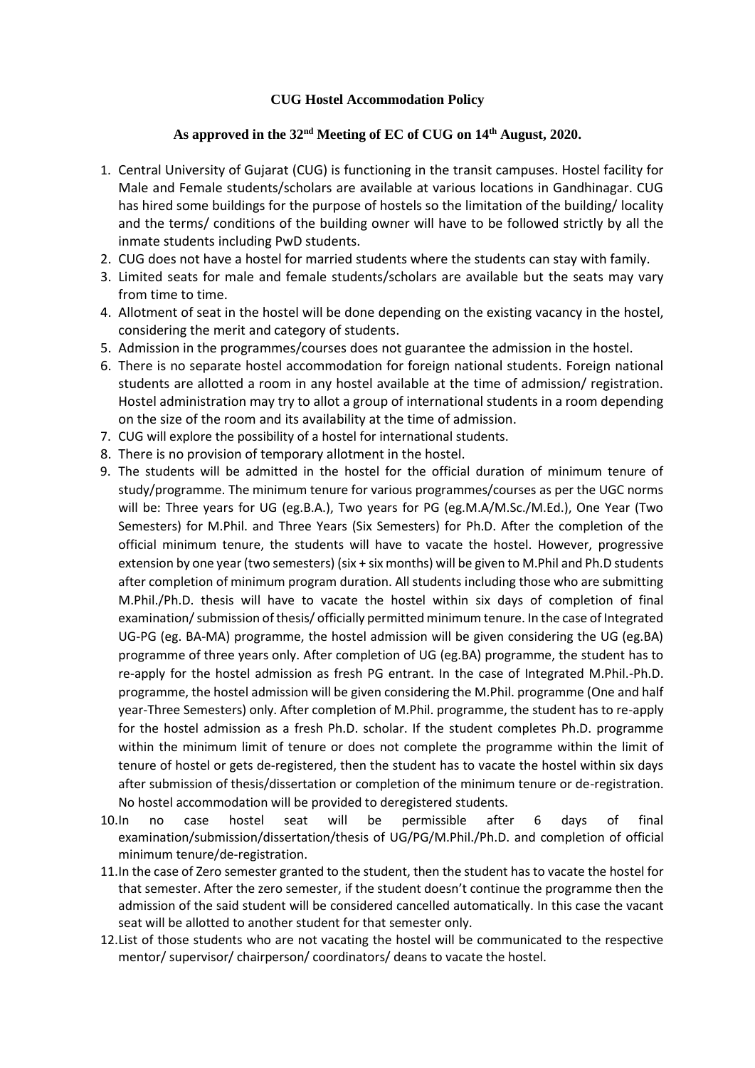# CUG Hostel Accommodation Policy

## As approved in the 32nd Meeting of EC of CUG on 14th August, 2020.

1. Central University of Gujarat (CUG) is functioning in the transit campuses. Hostel facility for Male and Female students/scholars are available at various locations in Gandhinagar. CUG has hired some buildings for the purpose of hostels so the limitation of the building/ locality and the terms/ conditions of the building owner will have to be followed strictly by all the inmate students including PwD students.
2. CUG does not have a hostel for married students where the students can stay with family.
3. Limited seats for male and female students/scholars are available but the seats may vary from time to time.
4. Allotment of seat in the hostel will be done depending on the existing vacancy in the hostel, considering the merit and category of students.
5. Admission in the programmes/courses does not guarantee the admission in the hostel.
6. There is no separate hostel accommodation for foreign national students. Foreign national students are allotted a room in any hostel available at the time of admission/ registration. Hostel administration may try to allot a group of international students in a room depending on the size of the room and its availability at the time of admission.
7. CUG will explore the possibility of a hostel for international students.
8. There is no provision of temporary allotment in the hostel.
9. The students will be admitted in the hostel for the official duration of minimum tenure of study/programme. The minimum tenure for various programmes/courses as per the UGC norms will be: Three years for UG (eg.B.A.), Two years for PG (eg.M.A/M.Sc./M.Ed.), One Year (Two Semesters) for M.Phil. and Three Years (Six Semesters) for Ph.D. After the completion of the official minimum tenure, the students will have to vacate the hostel. However, progressive extension by one year (two semesters) (six + six months) will be given to M.Phil and Ph.D students after completion of minimum program duration. All students including those who are submitting M.Phil./Ph.D. thesis will have to vacate the hostel within six days of completion of final examination/ submission of thesis/ officially permitted minimum tenure. In the case of Integrated UG-PG (eg. BA-MA) programme, the hostel admission will be given considering the UG (eg.BA) programme of three years only. After completion of UG (eg.BA) programme, the student has to re-apply for the hostel admission as fresh PG entrant. In the case of Integrated M.Phil.-Ph.D. programme, the hostel admission will be given considering the M.Phil. programme (One and half year-Three Semesters) only. After completion of M.Phil. programme, the student has to re-apply for the hostel admission as a fresh Ph.D. scholar. If the student completes Ph.D. programme within the minimum limit of tenure or does not complete the programme within the limit of tenure of hostel or gets de-registered, then the student has to vacate the hostel within six days after submission of thesis/dissertation or completion of the minimum tenure or de-registration. No hostel accommodation will be provided to deregistered students.
10. In no case hostel seat will be permissible after 6 days of final examination/submission/dissertation/thesis of UG/PG/M.Phil./Ph.D. and completion of official minimum tenure/de-registration.
11. In the case of Zero semester granted to the student, then the student has to vacate the hostel for that semester. After the zero semester, if the student doesn't continue the programme then the admission of the said student will be considered cancelled automatically. In this case the vacant seat will be allotted to another student for that semester only.
12. List of those students who are not vacating the hostel will be communicated to the respective mentor/ supervisor/ chairperson/ coordinators/ deans to vacate the hostel.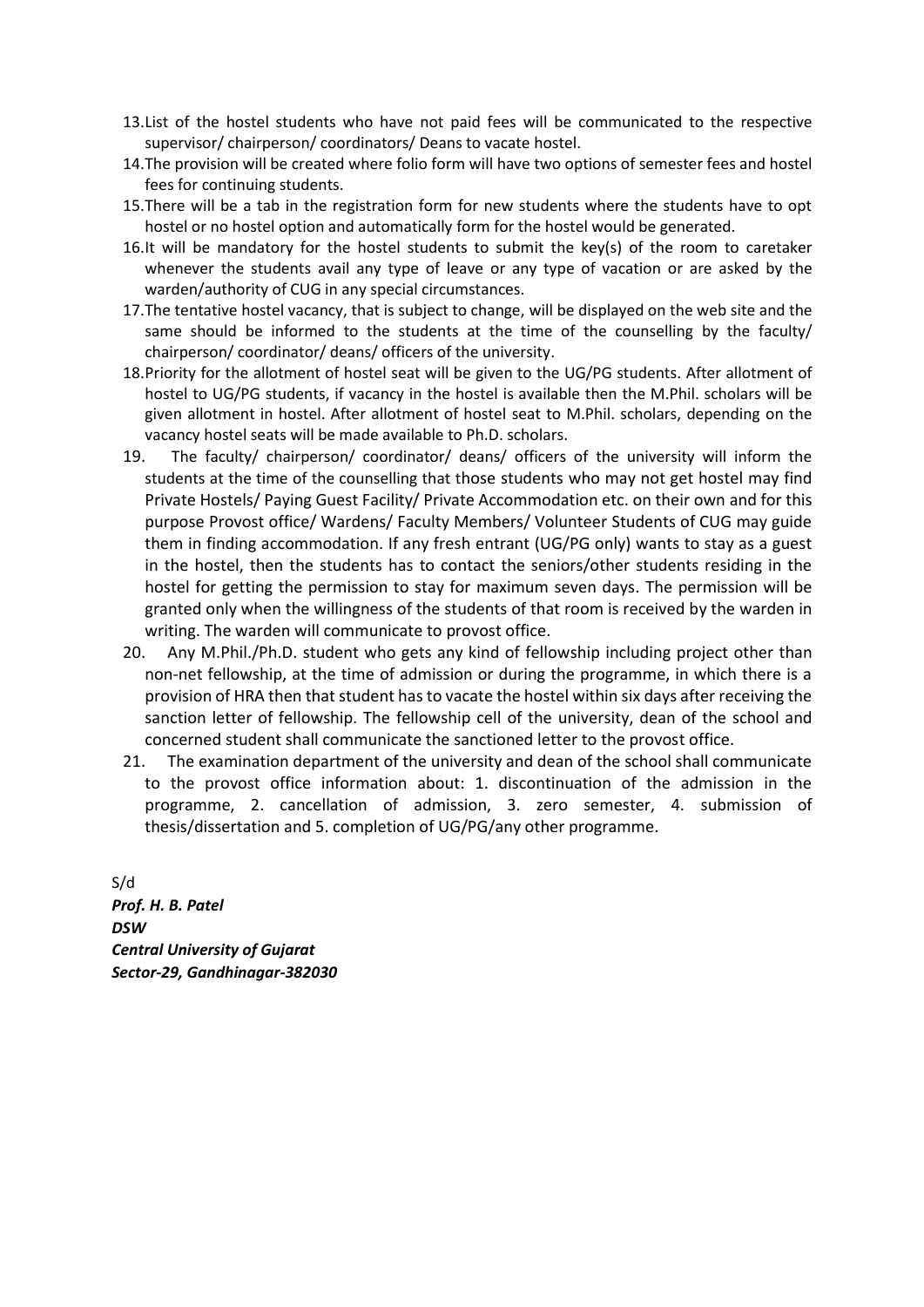13. List of the hostel students who have not paid fees will be communicated to the respective supervisor/ chairperson/ coordinators/ Deans to vacate hostel.
14. The provision will be created where folio form will have two options of semester fees and hostel fees for continuing students.
15. There will be a tab in the registration form for new students where the students have to opt hostel or no hostel option and automatically form for the hostel would be generated.
16. It will be mandatory for the hostel students to submit the key(s) of the room to caretaker whenever the students avail any type of leave or any type of vacation or are asked by the warden/authority of CUG in any special circumstances.
17. The tentative hostel vacancy, that is subject to change, will be displayed on the web site and the same should be informed to the students at the time of the counselling by the faculty/ chairperson/ coordinator/ deans/ officers of the university.
18. Priority for the allotment of hostel seat will be given to the UG/PG students. After allotment of hostel to UG/PG students, if vacancy in the hostel is available then the M.Phil. scholars will be given allotment in hostel. After allotment of hostel seat to M.Phil. scholars, depending on the vacancy hostel seats will be made available to Ph.D. scholars.
19. The faculty/ chairperson/ coordinator/ deans/ officers of the university will inform the students at the time of the counselling that those students who may not get hostel may find Private Hostels/ Paying Guest Facility/ Private Accommodation etc. on their own and for this purpose Provost office/ Wardens/ Faculty Members/ Volunteer Students of CUG may guide them in finding accommodation. If any fresh entrant (UG/PG only) wants to stay as a guest in the hostel, then the students has to contact the seniors/other students residing in the hostel for getting the permission to stay for maximum seven days. The permission will be granted only when the willingness of the students of that room is received by the warden in writing. The warden will communicate to provost office.
20. Any M.Phil./Ph.D. student who gets any kind of fellowship including project other than non-net fellowship, at the time of admission or during the programme, in which there is a provision of HRA then that student has to vacate the hostel within six days after receiving the sanction letter of fellowship. The fellowship cell of the university, dean of the school and concerned student shall communicate the sanctioned letter to the provost office.
21. The examination department of the university and dean of the school shall communicate to the provost office information about: 1. discontinuation of the admission in the programme, 2. cancellation of admission, 3. zero semester, 4. submission of thesis/dissertation and 5. completion of UG/PG/any other programme.

S/d

***Prof. H. B. Patel***
***DSW***
***Central University of Gujarat***
***Sector-29, Gandhinagar-382030***